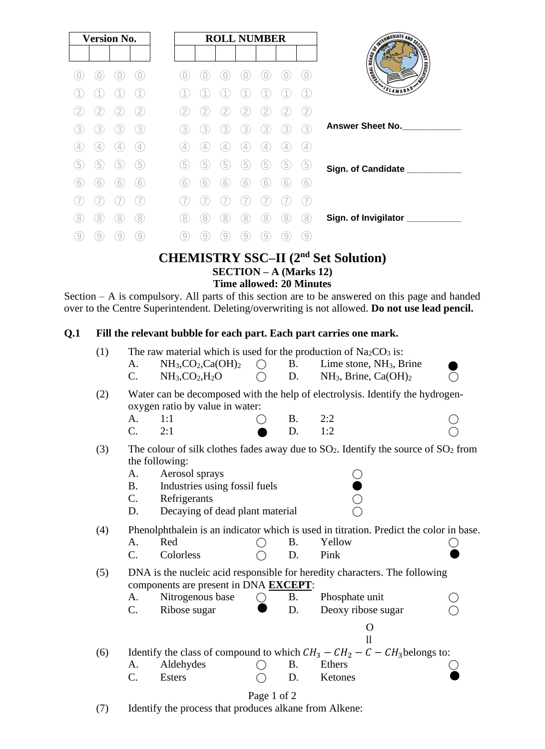| Version No. | | | |
|---|---|---|---|
| | | | |

| ROLL NUMBER | | | | | | |
|---|---|---|---|---|---|---|
| | | | | | | |

Answer Sheet No.____________

Sign. of Candidate ___________

Sign. of Invigilator ___________

# CHEMISTRY SSC–II (2nd Set Solution)

## SECTION – A (Marks 12)

## Time allowed: 20 Minutes

Section – A is compulsory. All parts of this section are to be answered on this page and handed over to the Centre Superintendent. Deleting/overwriting is not allowed. **Do not use lead pencil.**

**Q.1 Fill the relevant bubble for each part. Each part carries one mark.**

(1) The raw material which is used for the production of $Na_2CO_3$ is:

- A. $NH_3, CO_2, Ca(OH)_2$ ○
- B. Lime stone, $NH_3$, Brine ●
- C. $NH_3, CO_2, H_2O$ ○
- D. $NH_3$, Brine, $Ca(OH)_2$ ○

(2) Water can be decomposed with the help of electrolysis. Identify the hydrogen-oxygen ratio by value in water:

- A. 1:1 ○
- B. 2:2 ○
- C. 2:1 ●
- D. 1:2 ○

(3) The colour of silk clothes fades away due to $SO_2$. Identify the source of $SO_2$ from the following:

- A. Aerosol sprays ○
- B. Industries using fossil fuels ●
- C. Refrigerants ○
- D. Decaying of dead plant material ○

(4) Phenolphthalein is an indicator which is used in titration. Predict the color in base.

- A. Red ○
- B. Yellow ○
- C. Colorless ○
- D. Pink ●

(5) DNA is the nucleic acid responsible for heredity characters. The following components are present in DNA **EXCEPT**:

- A. Nitrogenous base ○
- B. Phosphate unit ○
- C. Ribose sugar ●
- D. Deoxy ribose sugar ○

(6) Identify the class of compound to which $CH_3 - CH_2 - \overset{\overset{\displaystyle O}{\|}}{C} - CH_3$ belongs to:

- A. Aldehydes ○
- B. Ethers ○
- C. Esters ○
- D. Ketones ●

(7) Identify the process that produces alkane from Alkene: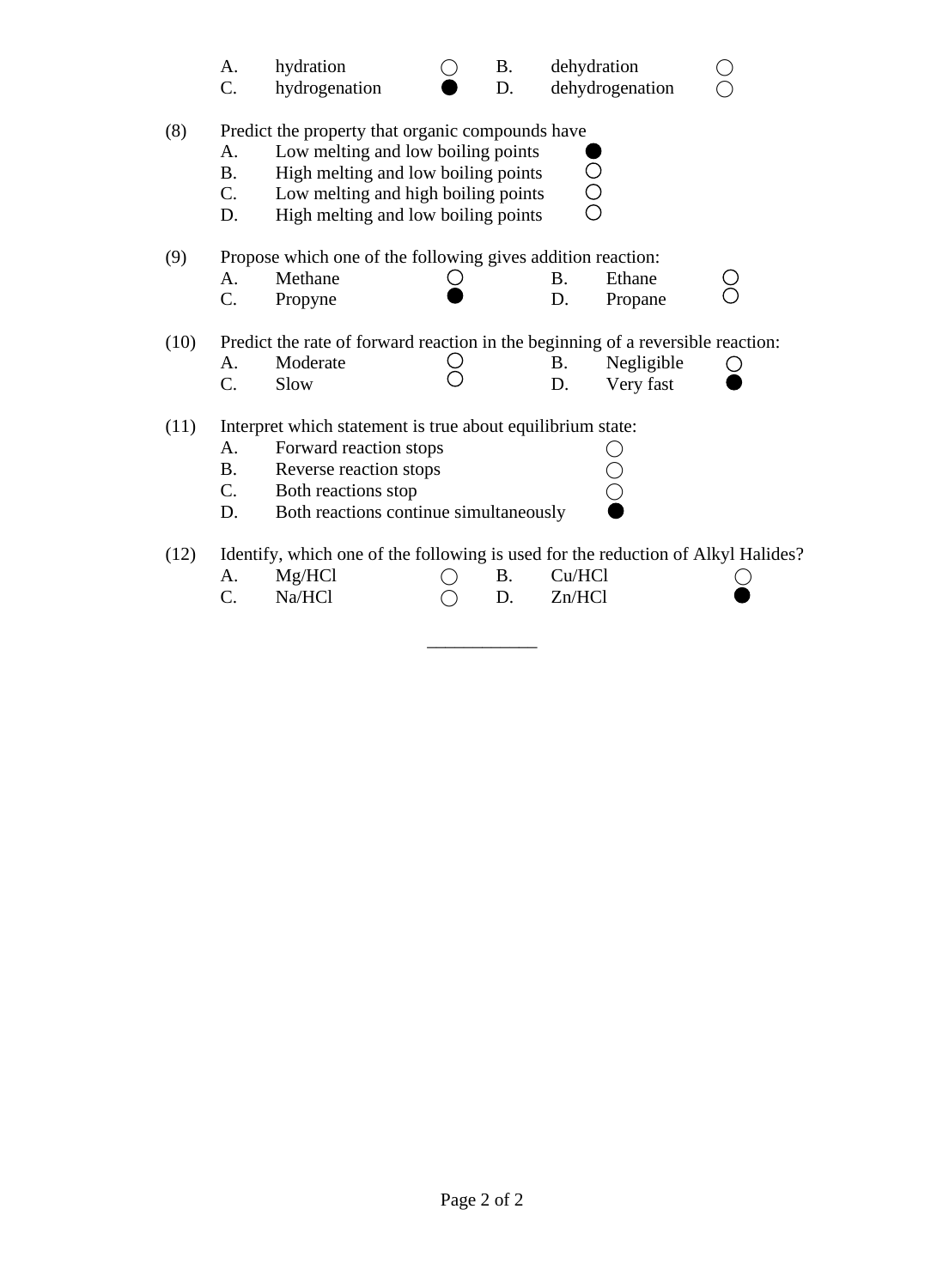A. hydration ○ B. dehydration ○
C. hydrogenation ● D. dehydrogenation ○

(8) Predict the property that organic compounds have
A. Low melting and low boiling points ●
B. High melting and low boiling points ○
C. Low melting and high boiling points ○
D. High melting and low boiling points ○

(9) Propose which one of the following gives addition reaction:
A. Methane ○ B. Ethane ○
C. Propyne ● D. Propane ○

(10) Predict the rate of forward reaction in the beginning of a reversible reaction:
A. Moderate ○ B. Negligible ○
C. Slow ○ D. Very fast ●

(11) Interpret which statement is true about equilibrium state:
A. Forward reaction stops ○
B. Reverse reaction stops ○
C. Both reactions stop ○
D. Both reactions continue simultaneously ●

(12) Identify, which one of the following is used for the reduction of Alkyl Halides?
A. Mg/HCl ○ B. Cu/HCl ○
C. Na/HCl ○ D. Zn/HCl ●

___________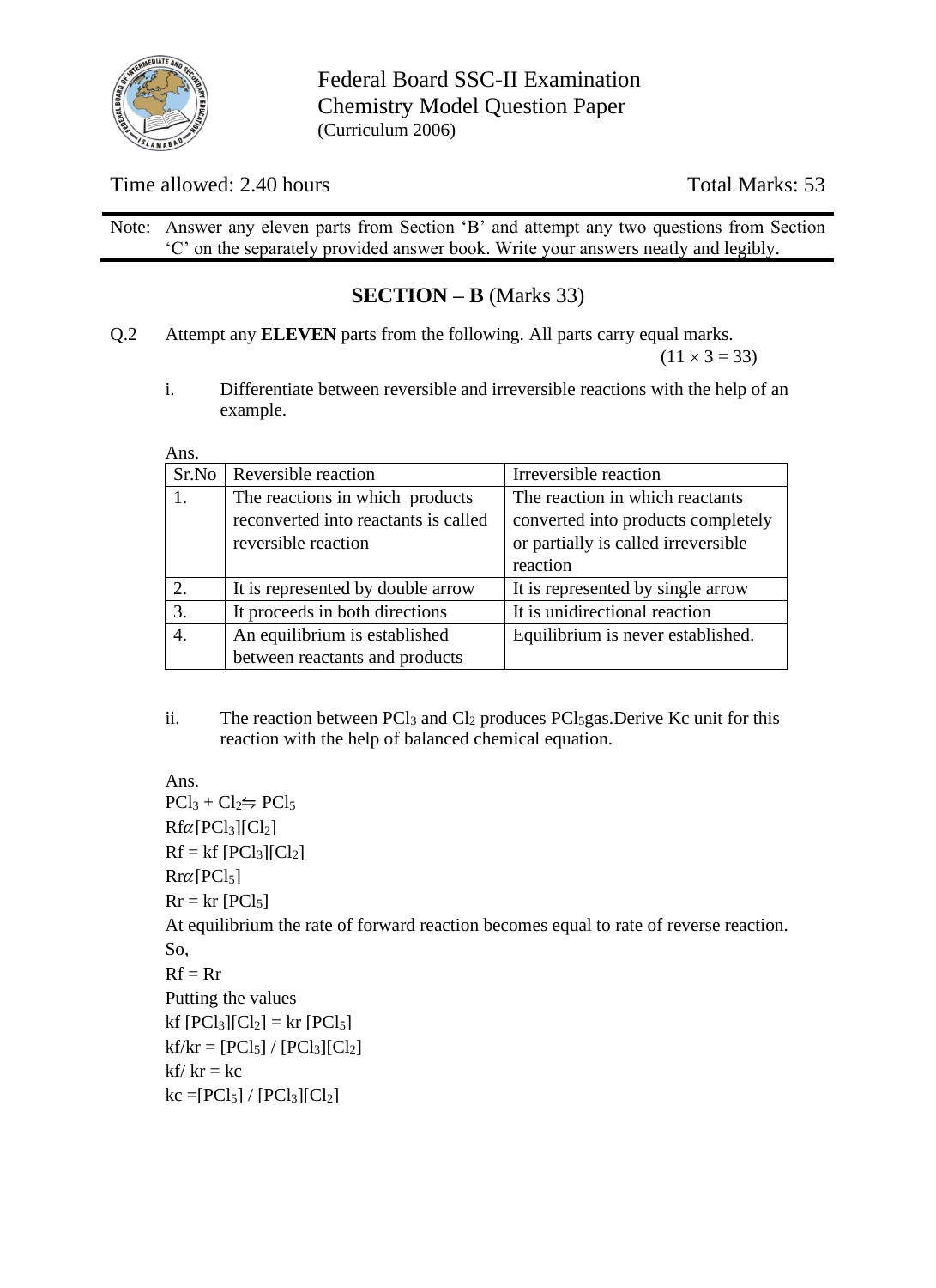Federal Board SSC-II Examination
Chemistry Model Question Paper
(Curriculum 2006)

Time allowed: 2.40 hours

Total Marks: 53

Note: Answer any eleven parts from Section 'B' and attempt any two questions from Section 'C' on the separately provided answer book. Write your answers neatly and legibly.

## SECTION – B (Marks 33)

Q.2 Attempt any **ELEVEN** parts from the following. All parts carry equal marks. $(11 \times 3 = 33)$

i. Differentiate between reversible and irreversible reactions with the help of an example.

Ans.

| Sr.No | Reversible reaction | Irreversible reaction |
|---|---|---|
| 1. | The reactions in which products reconverted into reactants is called reversible reaction | The reaction in which reactants converted into products completely or partially is called irreversible reaction |
| 2. | It is represented by double arrow | It is represented by single arrow |
| 3. | It proceeds in both directions | It is unidirectional reaction |
| 4. | An equilibrium is established between reactants and products | Equilibrium is never established. |

ii. The reaction between $PCl_3$ and $Cl_2$ produces $PCl_5$gas.Derive Kc unit for this reaction with the help of balanced chemical equation.

Ans.

$PCl_3 + Cl_2 \leftrightharpoons PCl_5$

$Rf \alpha [PCl_3][Cl_2]$

$Rf = kf\ [PCl_3][Cl_2]$

$Rr \alpha [PCl_5]$

$Rr = kr\ [PCl_5]$

At equilibrium the rate of forward reaction becomes equal to rate of reverse reaction.

So,

$Rf = Rr$

Putting the values

$kf\ [PCl_3][Cl_2] = kr\ [PCl_5]$

$kf/kr = [PCl_5] / [PCl_3][Cl_2]$

$kf/\ kr = kc$

$kc = [PCl_5] / [PCl_3][Cl_2]$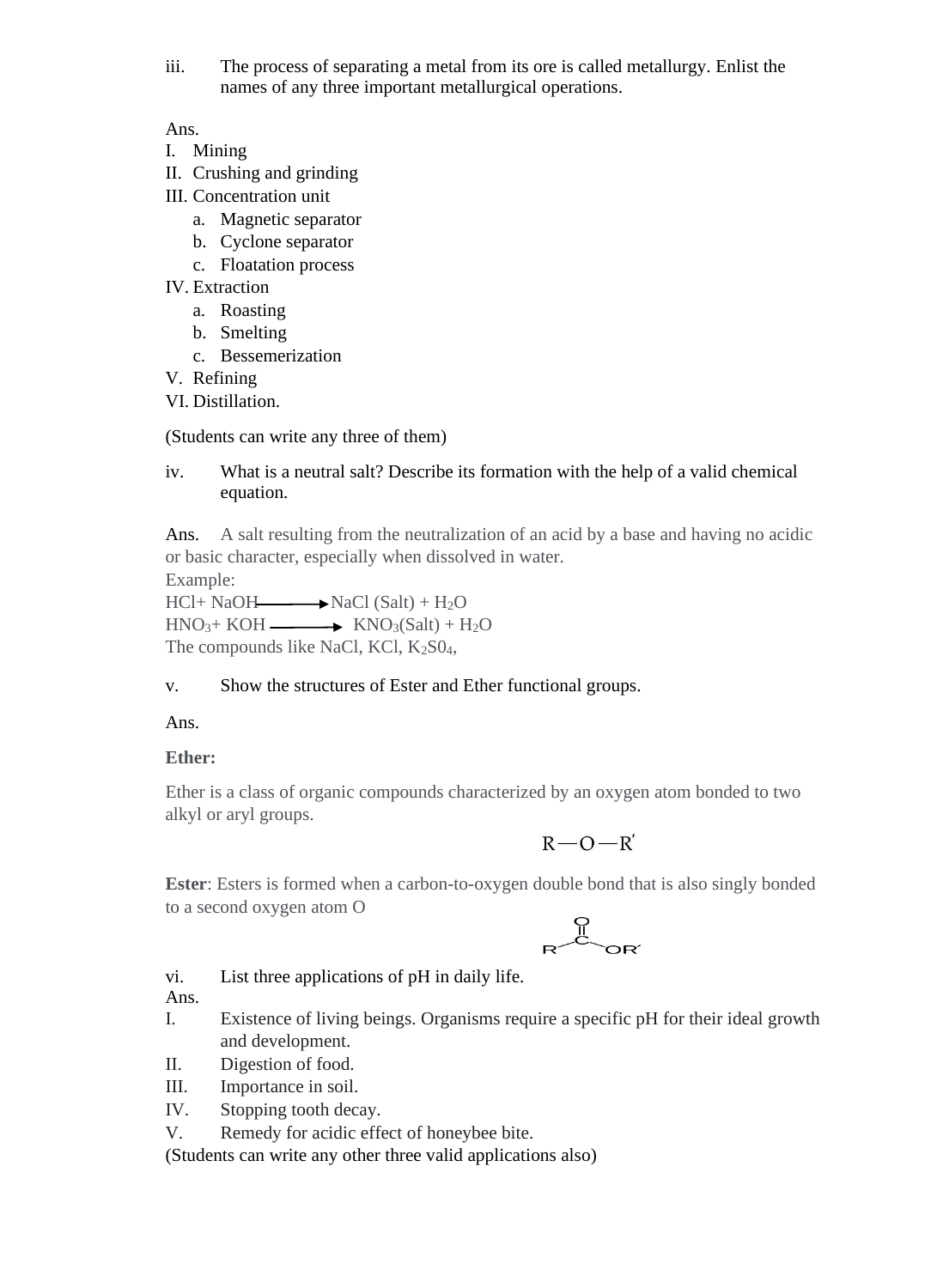iii. The process of separating a metal from its ore is called metallurgy. Enlist the names of any three important metallurgical operations.

Ans.

I. Mining
II. Crushing and grinding
III. Concentration unit
   a. Magnetic separator
   b. Cyclone separator
   c. Floatation process
IV. Extraction
   a. Roasting
   b. Smelting
   c. Bessemerization
V. Refining
VI. Distillation.

(Students can write any three of them)

iv. What is a neutral salt? Describe its formation with the help of a valid chemical equation.

Ans. A salt resulting from the neutralization of an acid by a base and having no acidic or basic character, especially when dissolved in water.

Example:

$HCl + NaOH \longrightarrow NaCl$ (Salt) $+ H_2O$

$HNO_3 + KOH \longrightarrow KNO_3$(Salt) $+ H_2O$

The compounds like $NaCl$, $KCl$, $K_2S0_4$,

v. Show the structures of Ester and Ether functional groups.

Ans.

**Ether:**

Ether is a class of organic compounds characterized by an oxygen atom bonded to two alkyl or aryl groups.

$$R—O—R'$$

**Ester**: Esters is formed when a carbon-to-oxygen double bond that is also singly bonded to a second oxygen atom O

$$R-\overset{\overset{O}{\|}}{C}-OR'$$

vi. List three applications of pH in daily life.

Ans.

I. Existence of living beings. Organisms require a specific pH for their ideal growth and development.
II. Digestion of food.
III. Importance in soil.
IV. Stopping tooth decay.
V. Remedy for acidic effect of honeybee bite.

(Students can write any other three valid applications also)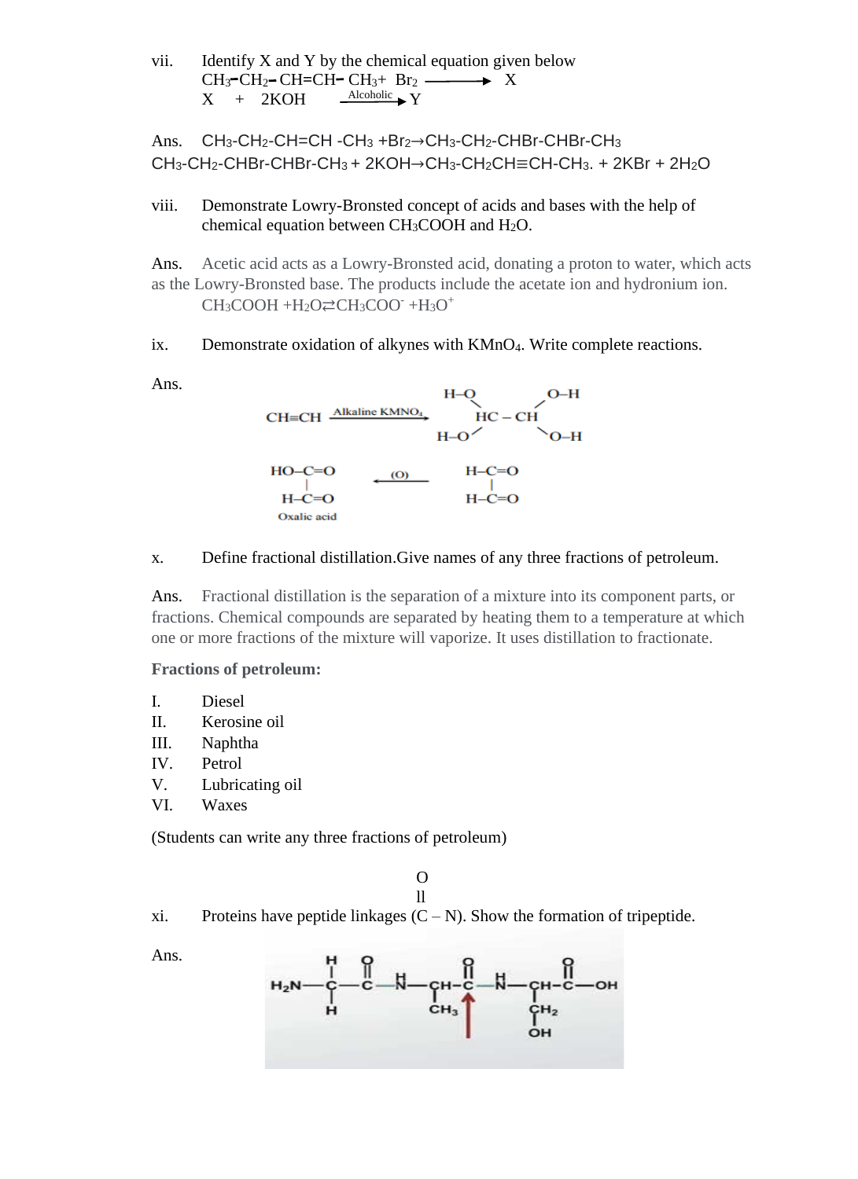vii. Identify X and Y by the chemical equation given below

$CH_3-CH_2-CH=CH-CH_3 + Br_2 \longrightarrow X$

$X + 2KOH \xrightarrow{\text{Alcoholic}} Y$

Ans. $CH_3\text{-}CH_2\text{-}CH=CH\text{-}CH_3 + Br_2 \rightarrow CH_3\text{-}CH_2\text{-}CHBr\text{-}CHBr\text{-}CH_3$

$CH_3\text{-}CH_2\text{-}CHBr\text{-}CHBr\text{-}CH_3 + 2KOH \rightarrow CH_3\text{-}CH_2CH\equiv CH\text{-}CH_3. + 2KBr + 2H_2O$

viii. Demonstrate Lowry-Bronsted concept of acids and bases with the help of chemical equation between $CH_3COOH$ and $H_2O$.

Ans. Acetic acid acts as a Lowry-Bronsted acid, donating a proton to water, which acts as the Lowry-Bronsted base. The products include the acetate ion and hydronium ion.

$CH_3COOH + H_2O \rightleftarrows CH_3COO^- + H_3O^+$

ix. Demonstrate oxidation of alkynes with $KMnO_4$. Write complete reactions.

Ans.

$CH\equiv CH \xrightarrow{\text{Alkaline } KMNO_4}$ (HO)₂HC – CH(OH)₂

H–C=O / H–C=O $\xrightarrow{(O)}$ HO–C=O / H–C=O

Oxalic acid

x. Define fractional distillation. Give names of any three fractions of petroleum.

Ans. Fractional distillation is the separation of a mixture into its component parts, or fractions. Chemical compounds are separated by heating them to a temperature at which one or more fractions of the mixture will vaporize. It uses distillation to fractionate.

**Fractions of petroleum:**

I. Diesel
II. Kerosine oil
III. Naphtha
IV. Petrol
V. Lubricating oil
VI. Waxes

(Students can write any three fractions of petroleum)

xi. Proteins have peptide linkages (C(=O) – N). Show the formation of tripeptide.

Ans.

$H_2N-CH_2-C(=O)-NH-CH(CH_3)-C(=O)-NH-CH(CH_2OH)-C(=O)-OH$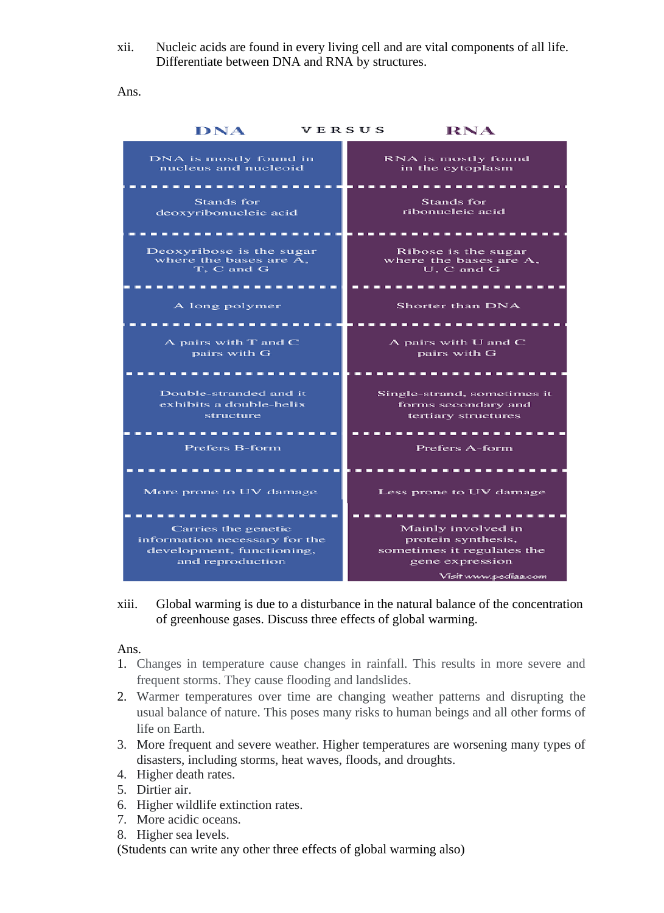xii. Nucleic acids are found in every living cell and are vital components of all life. Differentiate between DNA and RNA by structures.

Ans.

| DNA | RNA |
| --- | --- |
| DNA is mostly found in nucleus and nucleoid | RNA is mostly found in the cytoplasm |
| Stands for deoxyribonucleic acid | Stands for ribonucleic acid |
| Deoxyribose is the sugar where the bases are A, T, C and G | Ribose is the sugar where the bases are A, U, C and G |
| A long polymer | Shorter than DNA |
| A pairs with T and C pairs with G | A pairs with U and C pairs with G |
| Double-stranded and it exhibits a double-helix structure | Single-strand, sometimes it forms secondary and tertiary structures |
| Prefers B-form | Prefers A-form |
| More prone to UV damage | Less prone to UV damage |
| Carries the genetic information necessary for the development, functioning, and reproduction | Mainly involved in protein synthesis, sometimes it regulates the gene expression |

Visit www.pediaa.com

xiii. Global warming is due to a disturbance in the natural balance of the concentration of greenhouse gases. Discuss three effects of global warming.

Ans.

1. Changes in temperature cause changes in rainfall. This results in more severe and frequent storms. They cause flooding and landslides.
2. Warmer temperatures over time are changing weather patterns and disrupting the usual balance of nature. This poses many risks to human beings and all other forms of life on Earth.
3. More frequent and severe weather. Higher temperatures are worsening many types of disasters, including storms, heat waves, floods, and droughts.
4. Higher death rates.
5. Dirtier air.
6. Higher wildlife extinction rates.
7. More acidic oceans.
8. Higher sea levels.

(Students can write any other three effects of global warming also)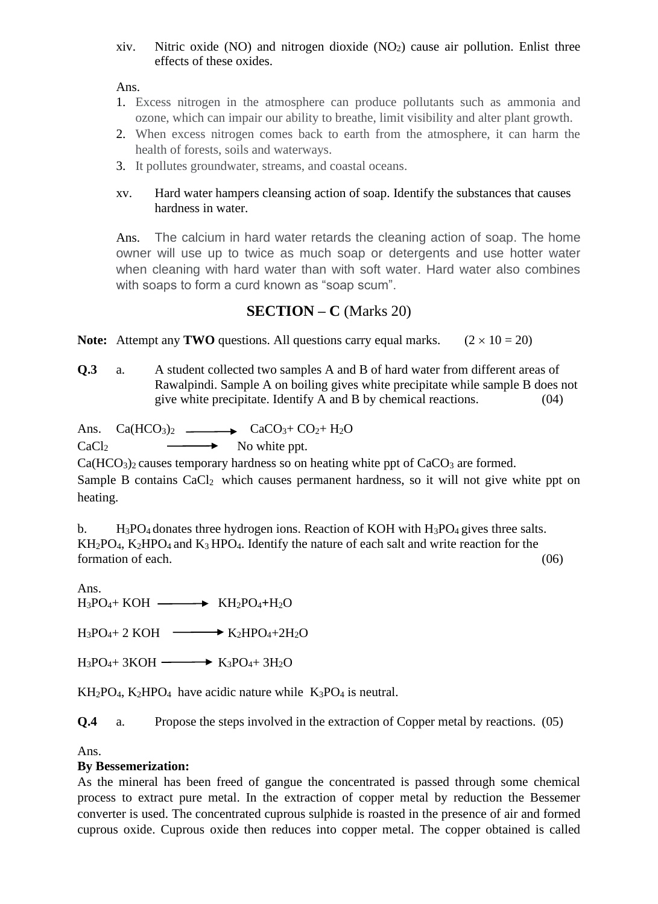xiv. Nitric oxide (NO) and nitrogen dioxide ($NO_2$) cause air pollution. Enlist three effects of these oxides.

Ans.

1. Excess nitrogen in the atmosphere can produce pollutants such as ammonia and ozone, which can impair our ability to breathe, limit visibility and alter plant growth.
2. When excess nitrogen comes back to earth from the atmosphere, it can harm the health of forests, soils and waterways.
3. It pollutes groundwater, streams, and coastal oceans.

xv. Hard water hampers cleansing action of soap. Identify the substances that causes hardness in water.

Ans. The calcium in hard water retards the cleaning action of soap. The home owner will use up to twice as much soap or detergents and use hotter water when cleaning with hard water than with soft water. Hard water also combines with soaps to form a curd known as "soap scum".

## SECTION – C (Marks 20)

**Note:** Attempt any **TWO** questions. All questions carry equal marks. ($2 \times 10 = 20$)

**Q.3** a. A student collected two samples A and B of hard water from different areas of Rawalpindi. Sample A on boiling gives white precipitate while sample B does not give white precipitate. Identify A and B by chemical reactions. (04)

Ans. $Ca(HCO_3)_2 \longrightarrow CaCO_3 + CO_2 + H_2O$

$CaCl_2 \longrightarrow$ No white ppt.

$Ca(HCO_3)_2$ causes temporary hardness so on heating white ppt of $CaCO_3$ are formed.
Sample B contains $CaCl_2$ which causes permanent hardness, so it will not give white ppt on heating.

b. $H_3PO_4$ donates three hydrogen ions. Reaction of KOH with $H_3PO_4$ gives three salts. $KH_2PO_4$, $K_2HPO_4$ and $K_3HPO_4$. Identify the nature of each salt and write reaction for the formation of each. (06)

Ans.

$H_3PO_4 + KOH \longrightarrow KH_2PO_4 + H_2O$

$H_3PO_4 + 2\,KOH \longrightarrow K_2HPO_4 + 2H_2O$

$H_3PO_4 + 3KOH \longrightarrow K_3PO_4 + 3H_2O$

$KH_2PO_4$, $K_2HPO_4$ have acidic nature while $K_3PO_4$ is neutral.

**Q.4** a. Propose the steps involved in the extraction of Copper metal by reactions. (05)

Ans.

**By Bessemerization:**

As the mineral has been freed of gangue the concentrated is passed through some chemical process to extract pure metal. In the extraction of copper metal by reduction the Bessemer converter is used. The concentrated cuprous sulphide is roasted in the presence of air and formed cuprous oxide. Cuprous oxide then reduces into copper metal. The copper obtained is called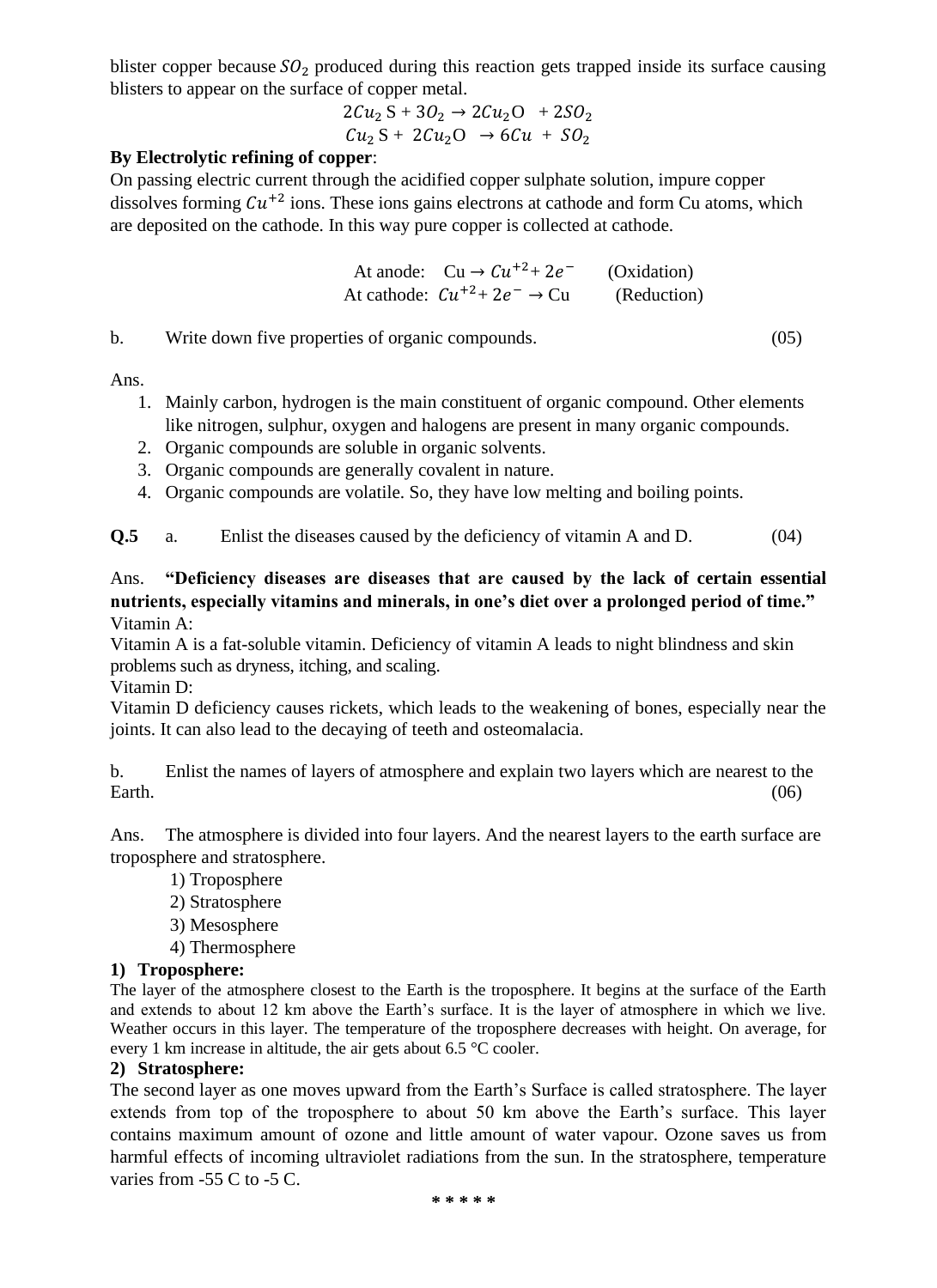blister copper because $SO_2$ produced during this reaction gets trapped inside its surface causing blisters to appear on the surface of copper metal.

$$2Cu_2S + 3O_2 \rightarrow 2Cu_2O + 2SO_2$$

$$Cu_2S + 2Cu_2O \rightarrow 6Cu + SO_2$$

**By Electrolytic refining of copper**:

On passing electric current through the acidified copper sulphate solution, impure copper dissolves forming $Cu^{+2}$ ions. These ions gains electrons at cathode and form Cu atoms, which are deposited on the cathode. In this way pure copper is collected at cathode.

At anode: $Cu \rightarrow Cu^{+2} + 2e^-$ (Oxidation)

At cathode: $Cu^{+2} + 2e^- \rightarrow Cu$ (Reduction)

b. Write down five properties of organic compounds. (05)

Ans.

1. Mainly carbon, hydrogen is the main constituent of organic compound. Other elements like nitrogen, sulphur, oxygen and halogens are present in many organic compounds.
2. Organic compounds are soluble in organic solvents.
3. Organic compounds are generally covalent in nature.
4. Organic compounds are volatile. So, they have low melting and boiling points.

**Q.5** a. Enlist the diseases caused by the deficiency of vitamin A and D. (04)

Ans. **"Deficiency diseases are diseases that are caused by the lack of certain essential nutrients, especially vitamins and minerals, in one's diet over a prolonged period of time."**

Vitamin A:

Vitamin A is a fat-soluble vitamin. Deficiency of vitamin A leads to night blindness and skin problems such as dryness, itching, and scaling.

Vitamin D:

Vitamin D deficiency causes rickets, which leads to the weakening of bones, especially near the joints. It can also lead to the decaying of teeth and osteomalacia.

b. Enlist the names of layers of atmosphere and explain two layers which are nearest to the Earth. (06)

Ans. The atmosphere is divided into four layers. And the nearest layers to the earth surface are troposphere and stratosphere.

1) Troposphere
2) Stratosphere
3) Mesosphere
4) Thermosphere

**1) Troposphere:**

The layer of the atmosphere closest to the Earth is the troposphere. It begins at the surface of the Earth and extends to about 12 km above the Earth's surface. It is the layer of atmosphere in which we live. Weather occurs in this layer. The temperature of the troposphere decreases with height. On average, for every 1 km increase in altitude, the air gets about 6.5 °C cooler.

**2) Stratosphere:**

The second layer as one moves upward from the Earth's Surface is called stratosphere. The layer extends from top of the troposphere to about 50 km above the Earth's surface. This layer contains maximum amount of ozone and little amount of water vapour. Ozone saves us from harmful effects of incoming ultraviolet radiations from the sun. In the stratosphere, temperature varies from -55 C to -5 C.

**\* \* \* \* \***